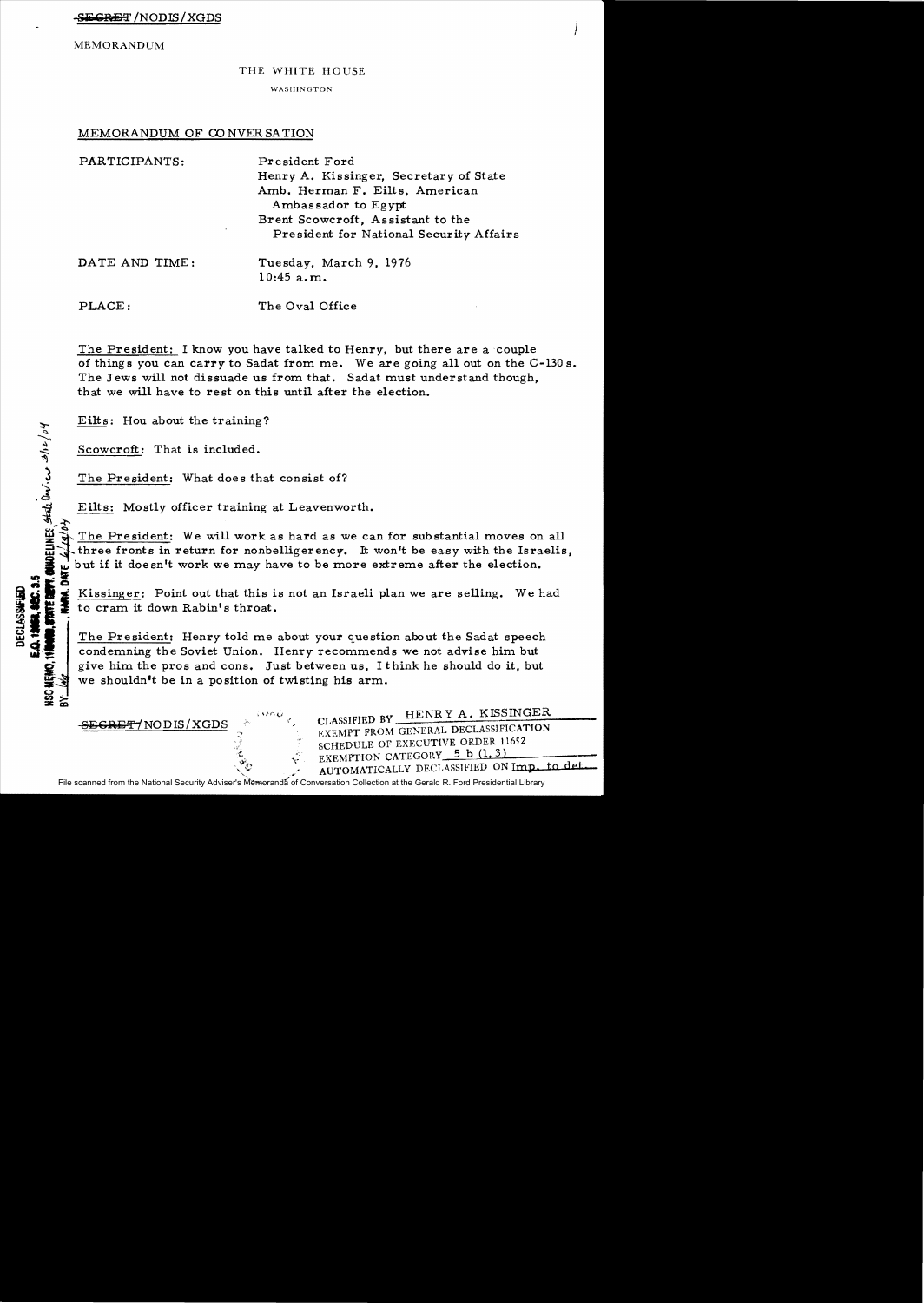SECRET/NODIS/XGDS

MEMORANDUM

THE WHITE HOUSE

WASHINGTON

MEMORANDUM OF CONVERSATION

| | |
|---|---|
| PARTICIPANTS: | President Ford<br>Henry A. Kissinger, Secretary of State<br>Amb. Herman F. Eilts, American Ambassador to Egypt<br>Brent Scowcroft, Assistant to the President for National Security Affairs |
| DATE AND TIME: | Tuesday, March 9, 1976<br>10:45 a.m. |
| PLACE: | The Oval Office |

The President: I know you have talked to Henry, but there are a couple of things you can carry to Sadat from me. We are going all out on the C-130s. The Jews will not dissuade us from that. Sadat must understand though, that we will have to rest on this until after the election.

Eilts: Hou about the training?

Scowcroft: That is included.

The President: What does that consist of?

Eilts: Mostly officer training at Leavenworth.

The President: We will work as hard as we can for substantial moves on all three fronts in return for nonbelligerency. It won't be easy with the Israelis, but if it doesn't work we may have to be more extreme after the election.

Kissinger: Point out that this is not an Israeli plan we are selling. We had to cram it down Rabin's throat.

The President: Henry told me about your question about the Sadat speech condemning the Soviet Union. Henry recommends we not advise him but give him the pros and cons. Just between us, I think he should do it, but we shouldn't be in a position of twisting his arm.

SECRET/NODIS/XGDS

CLASSIFIED BY HENRY A. KISSINGER
EXEMPT FROM GENERAL DECLASSIFICATION SCHEDULE OF EXECUTIVE ORDER 11652
EXEMPTION CATEGORY 5 b (1, 3)
AUTOMATICALLY DECLASSIFIED ON Imp. to det.

DECLASSIFIED
E.O. 12958, SEC. 3.5
NSC MEMO, 11/24/98, STATE DEPT. GUIDELINES, State Dev. 3/12/04
BY ___ NARA, DATE 6/14/04

File scanned from the National Security Adviser's Memoranda of Conversation Collection at the Gerald R. Ford Presidential Library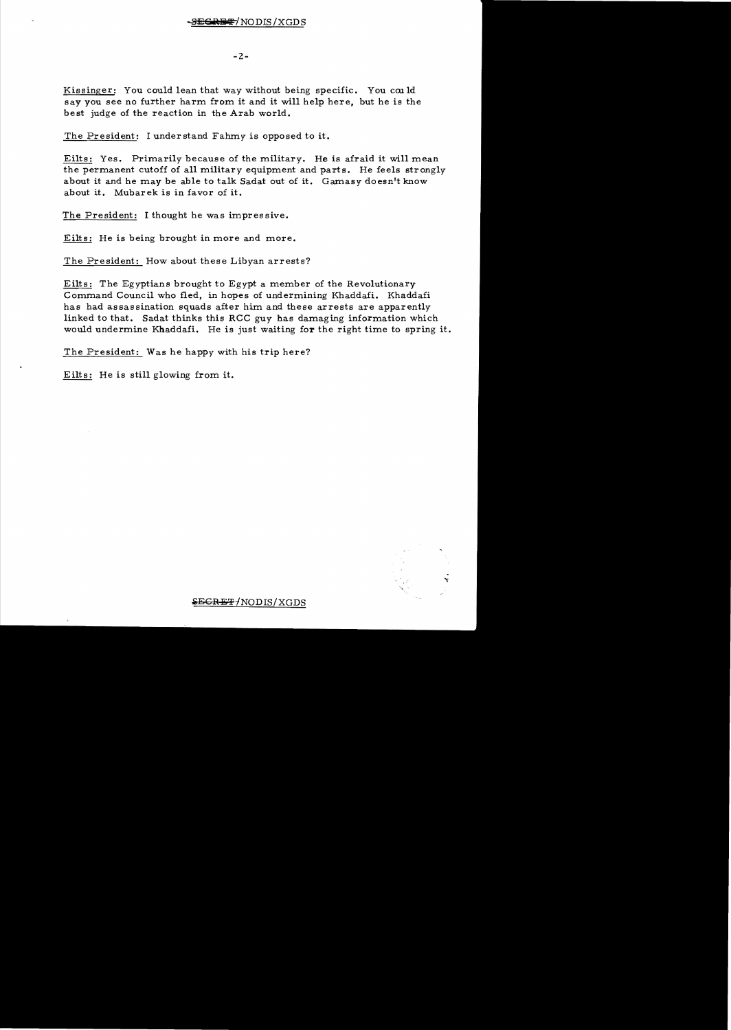Kissinger: You could lean that way without being specific. You could say you see no further harm from it and it will help here, but he is the best judge of the reaction in the Arab world.

The President: I understand Fahmy is opposed to it.

Eilts: Yes. Primarily because of the military. He is afraid it will mean the permanent cutoff of all military equipment and parts. He feels strongly about it and he may be able to talk Sadat out of it. Gamasy doesn't know about it. Mubarek is in favor of it.

The President: I thought he was impressive.

Eilts: He is being brought in more and more.

The President: How about these Libyan arrests?

Eilts: The Egyptians brought to Egypt a member of the Revolutionary Command Council who fled, in hopes of undermining Khaddafi. Khaddafi has had assassination squads after him and these arrests are apparently linked to that. Sadat thinks this RCC guy has damaging information which would undermine Khaddafi. He is just waiting for the right time to spring it.

The President: Was he happy with his trip here?

Eilts: He is still glowing from it.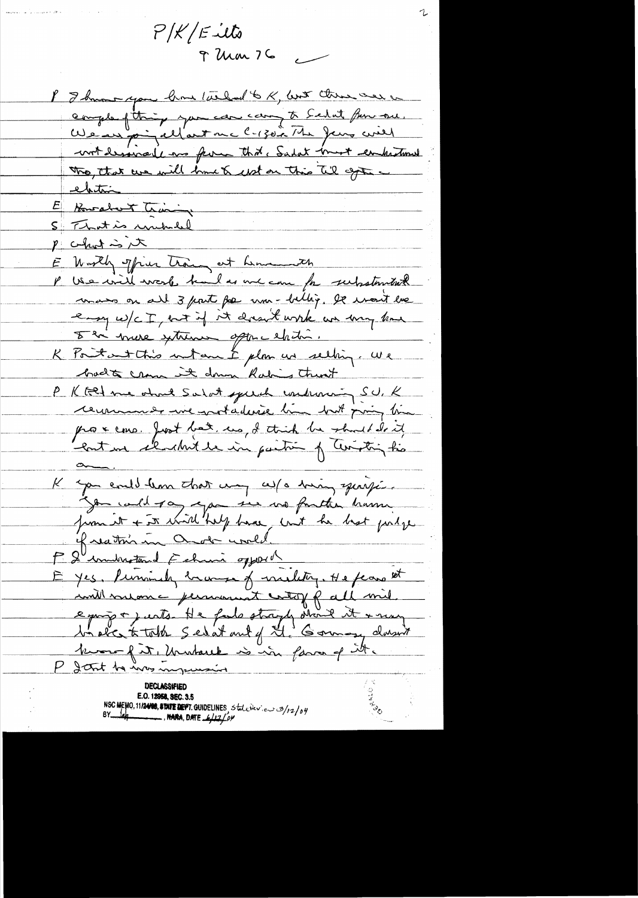P/K/Eilts
9 Mar 76

P I know you have talked to K, but there are a couple of things you can carry to Sadat from me. We are going all out on C-130s. The Jews will not be able to fool us from that. Sadat must understand too, that we will have to rest on this til after election.

E How about training

S That is included

P What is it

E Mostly officer training at Leavenworth

P We will work hard as we can for substantial moves on all 3 fronts for non-belligerency. It won't be easy w/c I, but if it doesn't work we may have to be more extreme after election.

K Point out this not an I plan we selling. We had to cram it down Rabin's throat

P K told me about Sadat speech condemning SU. K recommends we not advise him but giving him pros & cons. Just between us, I think he should do it but we shouldn't be in position of twisting his arm.

K You could tell him that way w/o being specific. You could say you see no further harm from it & it will help here, but he best judge of situation in Arab world.

P I understand Fahmi opposed

E Yes. Primarily because of military. He fears it will mean a permanent cutoff of all mil equip & parts. He feels strongly about it & may be able to talk Sadat out of it. Gamasy doesn't know of it, Mubarak is in favor of it.

P I think he was impressive

DECLASSIFIED
E.O. 12958, SEC. 3.5
NSC MEMO, 11/24/98, STATE DEPT. GUIDELINES State review 3/12/04
BY lah, NARA, DATE 6/12/04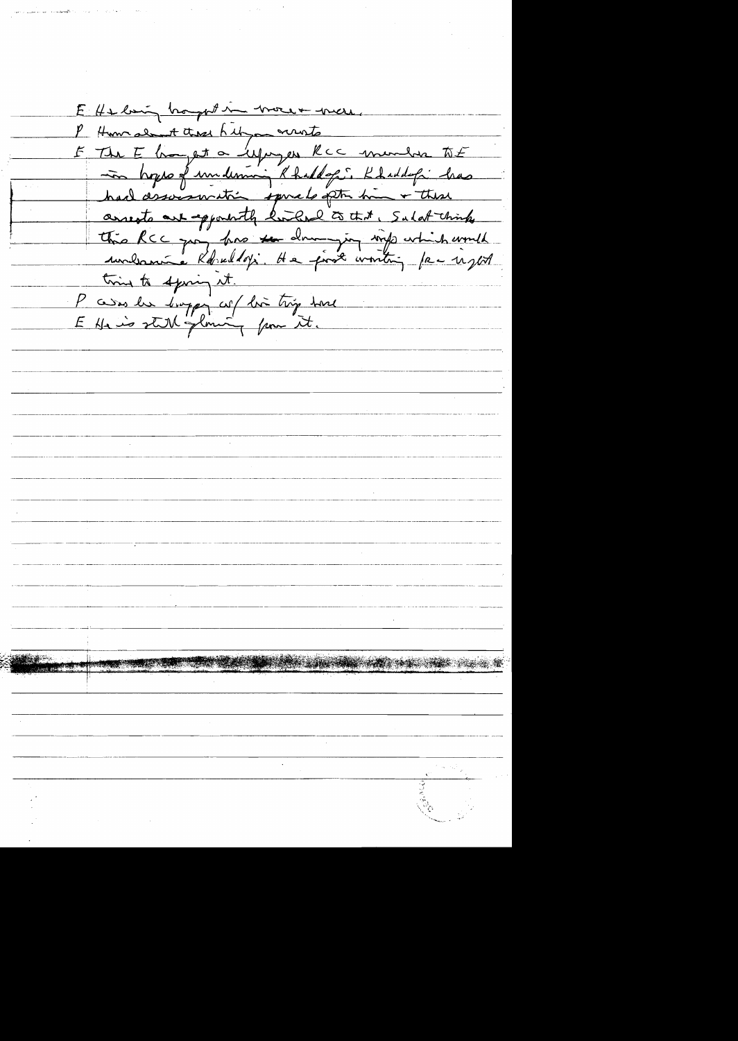E He's being brought in more + more.

P How about these Libyan arrests

E The E brought a Libyan RCC member to E in hopes of undermining Khaddafi. Khaddafi has had assassination squads after him + these arrests are apparently linked to that. Sadat thinks this RCC guy has damaging info which would undermine Khaddafi. He just waiting for right time to spring it.

P Was he happy w/ his trip here

E He is still glowing from it.